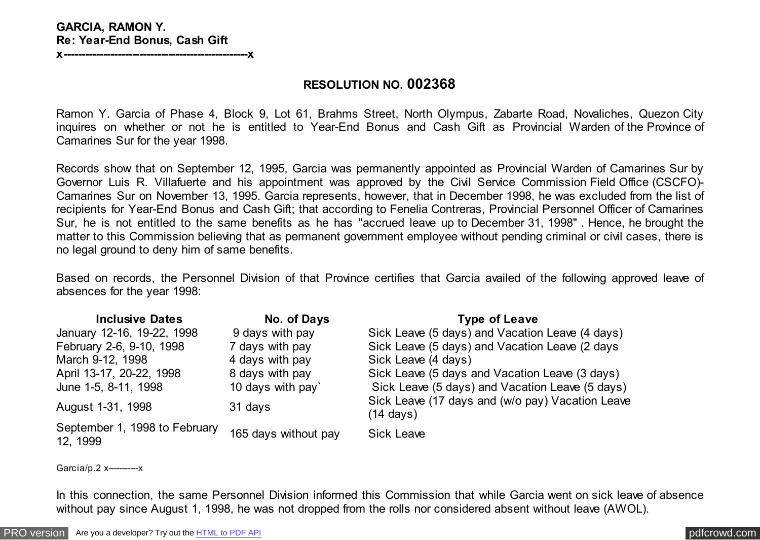**GARCIA, RAMON Y.**
**Re: Year-End Bonus, Cash Gift**
**x--------------------------------------------------x**

## RESOLUTION NO. 002368

Ramon Y. Garcia of Phase 4, Block 9, Lot 61, Brahms Street, North Olympus, Zabarte Road, Novaliches, Quezon City inquires on whether or not he is entitled to Year-End Bonus and Cash Gift as Provincial Warden of the Province of Camarines Sur for the year 1998.

Records show that on September 12, 1995, Garcia was permanently appointed as Provincial Warden of Camarines Sur by Governor Luis R. Villafuerte and his appointment was approved by the Civil Service Commission Field Office (CSCFO)-Camarines Sur on November 13, 1995. Garcia represents, however, that in December 1998, he was excluded from the list of recipients for Year-End Bonus and Cash Gift; that according to Fenelia Contreras, Provincial Personnel Officer of Camarines Sur, he is not entitled to the same benefits as he has "accrued leave up to December 31, 1998" . Hence, he brought the matter to this Commission believing that as permanent government employee without pending criminal or civil cases, there is no legal ground to deny him of same benefits.

Based on records, the Personnel Division of that Province certifies that Garcia availed of the following approved leave of absences for the year 1998:

| Inclusive Dates | No. of Days | Type of Leave |
|---|---|---|
| January 12-16, 19-22, 1998 | 9 days with pay | Sick Leave (5 days) and Vacation Leave (4 days) |
| February 2-6, 9-10, 1998 | 7 days with pay | Sick Leave (5 days) and Vacation Leave (2 days |
| March 9-12, 1998 | 4 days with pay | Sick Leave (4 days) |
| April 13-17, 20-22, 1998 | 8 days with pay | Sick Leave (5 days and Vacation Leave (3 days) |
| June 1-5, 8-11, 1998 | 10 days with pay` | Sick Leave (5 days) and Vacation Leave (5 days) |
| August 1-31, 1998 | 31 days | Sick Leave (17 days and (w/o pay) Vacation Leave (14 days) |
| September 1, 1998 to February 12, 1999 | 165 days without pay | Sick Leave |

In this connection, the same Personnel Division informed this Commission that while Garcia went on sick leave of absence without pay since August 1, 1998, he was not dropped from the rolls nor considered absent without leave (AWOL).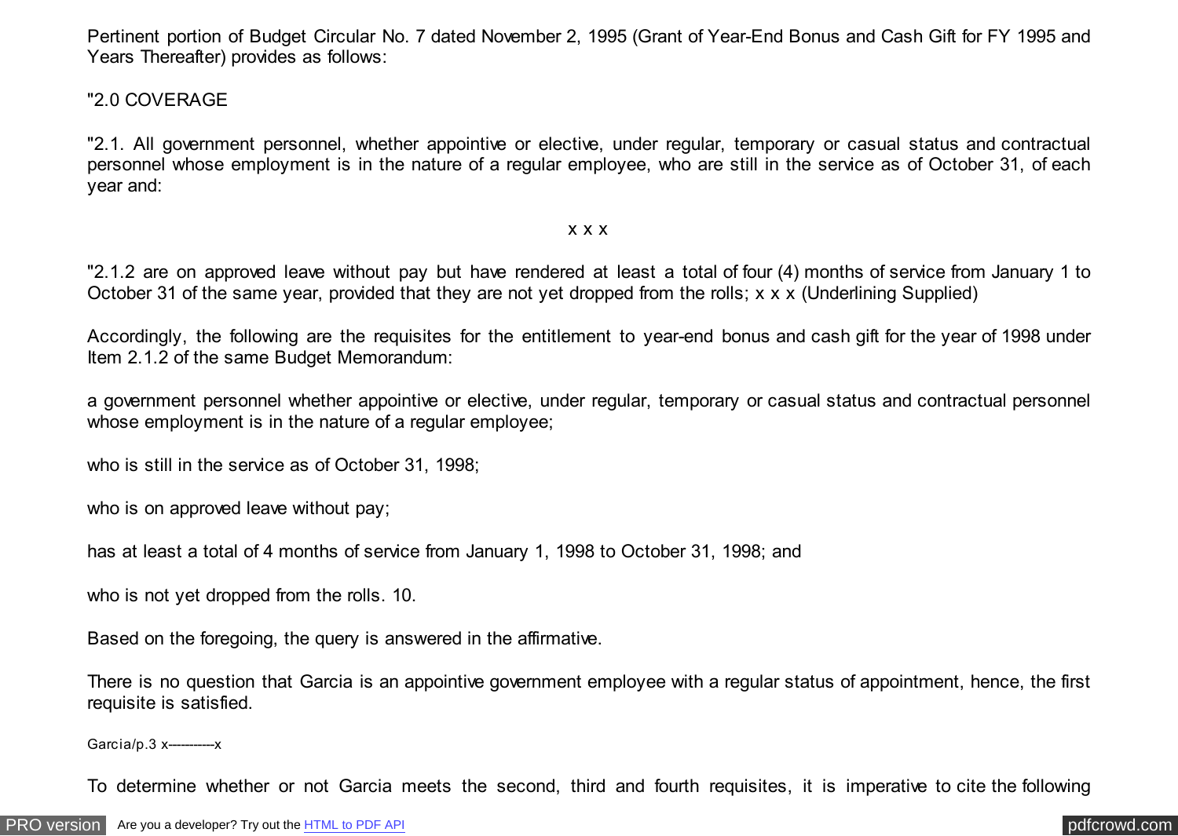Pertinent portion of Budget Circular No. 7 dated November 2, 1995 (Grant of Year-End Bonus and Cash Gift for FY 1995 and Years Thereafter) provides as follows:

"2.0 COVERAGE

"2.1. All government personnel, whether appointive or elective, under regular, temporary or casual status and contractual personnel whose employment is in the nature of a regular employee, who are still in the service as of October 31, of each year and:

x x x

"2.1.2 are on approved leave without pay but have rendered at least a total of four (4) months of service from January 1 to October 31 of the same year, provided that they are not yet dropped from the rolls; x x x (Underlining Supplied)

Accordingly, the following are the requisites for the entitlement to year-end bonus and cash gift for the year of 1998 under Item 2.1.2 of the same Budget Memorandum:

a government personnel whether appointive or elective, under regular, temporary or casual status and contractual personnel whose employment is in the nature of a regular employee;

who is still in the service as of October 31, 1998;

who is on approved leave without pay;

has at least a total of 4 months of service from January 1, 1998 to October 31, 1998; and

who is not yet dropped from the rolls. 10.

Based on the foregoing, the query is answered in the affirmative.

There is no question that Garcia is an appointive government employee with a regular status of appointment, hence, the first requisite is satisfied.

To determine whether or not Garcia meets the second, third and fourth requisites, it is imperative to cite the following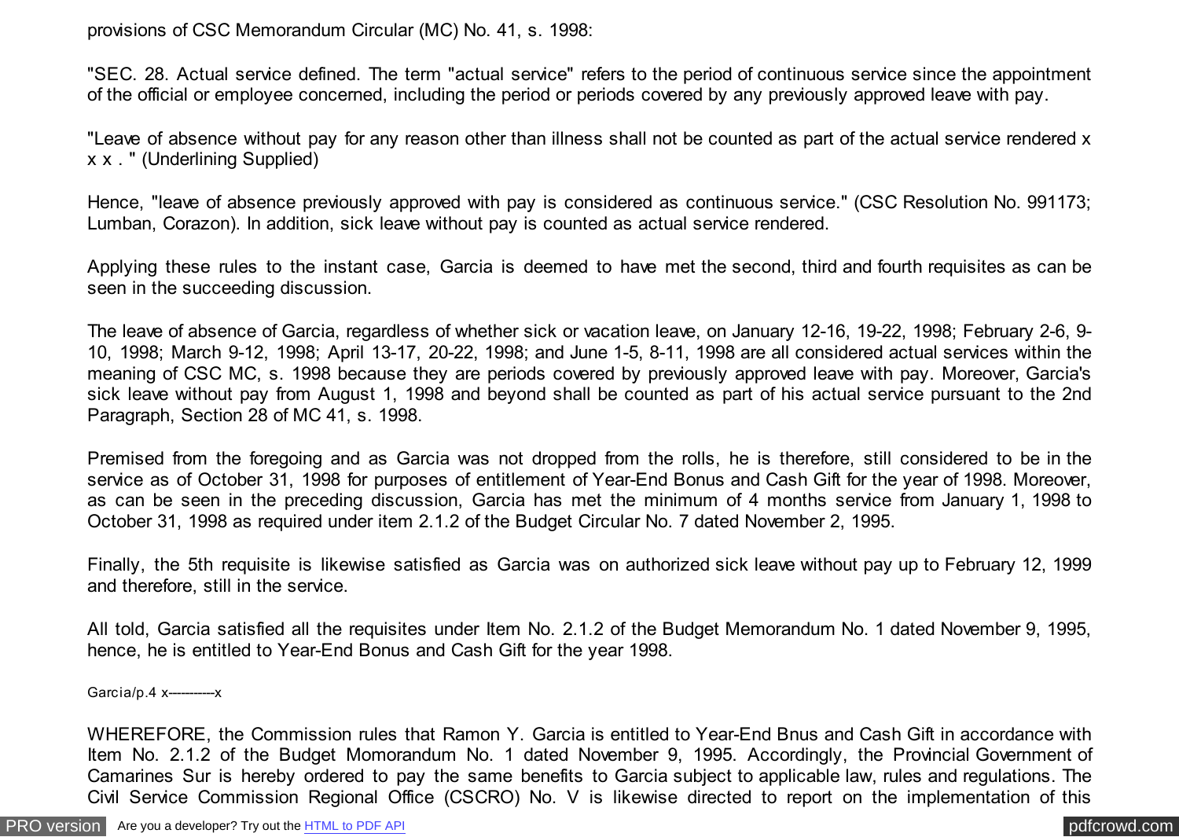provisions of CSC Memorandum Circular (MC) No. 41, s. 1998:

"SEC. 28. Actual service defined. The term "actual service" refers to the period of continuous service since the appointment of the official or employee concerned, including the period or periods covered by any previously approved leave with pay.

"Leave of absence without pay for any reason other than illness shall not be counted as part of the actual service rendered x x x . " (Underlining Supplied)

Hence, "leave of absence previously approved with pay is considered as continuous service." (CSC Resolution No. 991173; Lumban, Corazon). In addition, sick leave without pay is counted as actual service rendered.

Applying these rules to the instant case, Garcia is deemed to have met the second, third and fourth requisites as can be seen in the succeeding discussion.

The leave of absence of Garcia, regardless of whether sick or vacation leave, on January 12-16, 19-22, 1998; February 2-6, 9-10, 1998; March 9-12, 1998; April 13-17, 20-22, 1998; and June 1-5, 8-11, 1998 are all considered actual services within the meaning of CSC MC, s. 1998 because they are periods covered by previously approved leave with pay. Moreover, Garcia's sick leave without pay from August 1, 1998 and beyond shall be counted as part of his actual service pursuant to the 2nd Paragraph, Section 28 of MC 41, s. 1998.

Premised from the foregoing and as Garcia was not dropped from the rolls, he is therefore, still considered to be in the service as of October 31, 1998 for purposes of entitlement of Year-End Bonus and Cash Gift for the year of 1998. Moreover, as can be seen in the preceding discussion, Garcia has met the minimum of 4 months service from January 1, 1998 to October 31, 1998 as required under item 2.1.2 of the Budget Circular No. 7 dated November 2, 1995.

Finally, the 5th requisite is likewise satisfied as Garcia was on authorized sick leave without pay up to February 12, 1999 and therefore, still in the service.

All told, Garcia satisfied all the requisites under Item No. 2.1.2 of the Budget Memorandum No. 1 dated November 9, 1995, hence, he is entitled to Year-End Bonus and Cash Gift for the year 1998.

Garcia/p.4 x----------x

WHEREFORE, the Commission rules that Ramon Y. Garcia is entitled to Year-End Bnus and Cash Gift in accordance with Item No. 2.1.2 of the Budget Momorandum No. 1 dated November 9, 1995. Accordingly, the Provincial Government of Camarines Sur is hereby ordered to pay the same benefits to Garcia subject to applicable law, rules and regulations. The Civil Service Commission Regional Office (CSCRO) No. V is likewise directed to report on the implementation of this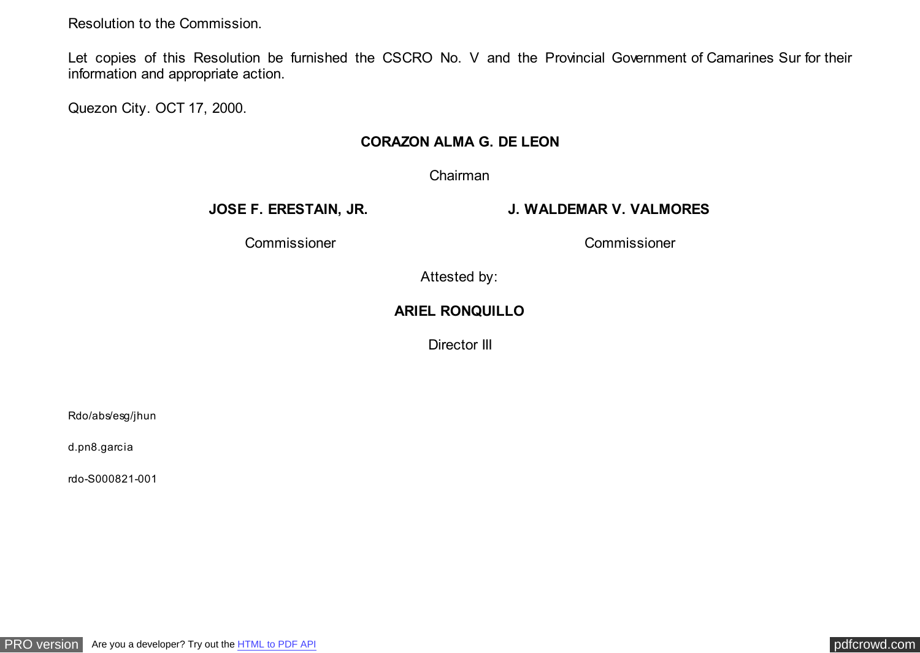Resolution to the Commission.

Let copies of this Resolution be furnished the CSCRO No. V and the Provincial Government of Camarines Sur for their information and appropriate action.

Quezon City. OCT 17, 2000.

**CORAZON ALMA G. DE LEON**

Chairman

**JOSE F. ERESTAIN, JR.**

Commissioner

**J. WALDEMAR V. VALMORES**

Commissioner

Attested by:

**ARIEL RONQUILLO**

Director III

Rdo/abs/esg/jhun

d.pn8.garcia

rdo-S000821-001